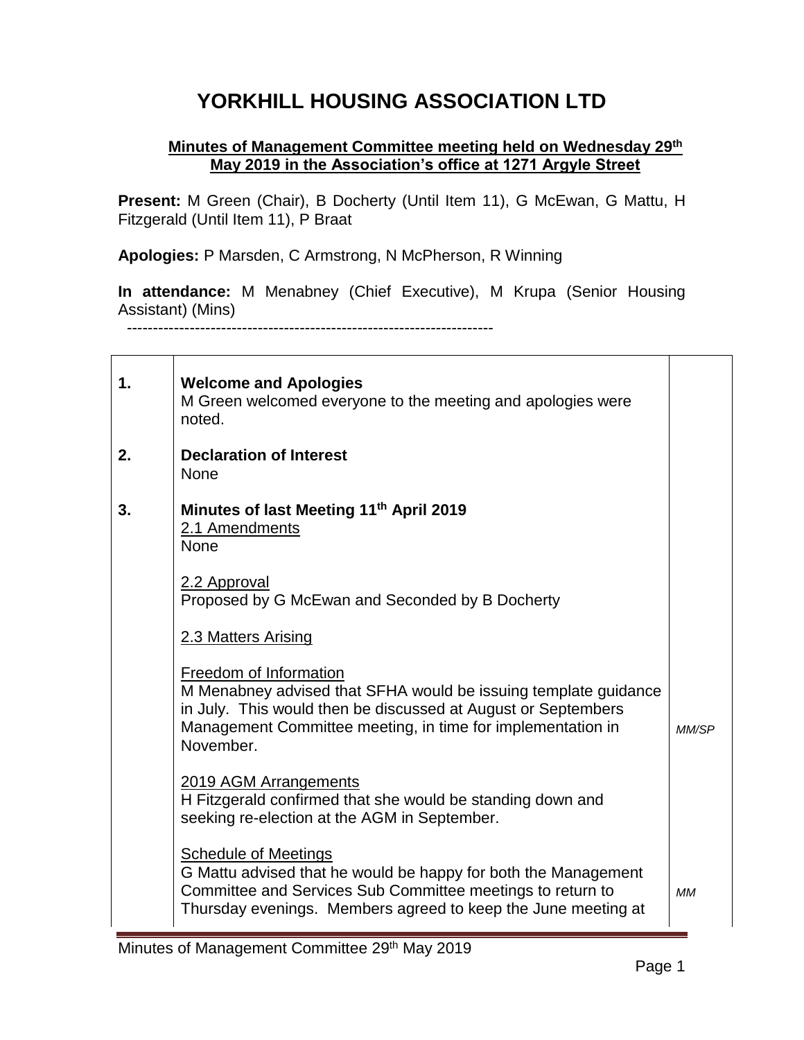# YORKHILL HOUSING ASSOCIATION LTD

**Minutes of Management Committee meeting held on Wednesday 29th May 2019 in the Association's office at 1271 Argyle Street**

**Present:** M Green (Chair), B Docherty (Until Item 11), G McEwan, G Mattu, H Fitzgerald (Until Item 11), P Braat

**Apologies:** P Marsden, C Armstrong, N McPherson, R Winning

**In attendance:** M Menabney (Chief Executive), M Krupa (Senior Housing Assistant) (Mins)

---

| | | |
|---|---|---|
| **1.** | **Welcome and Apologies**<br>M Green welcomed everyone to the meeting and apologies were noted. | |
| **2.** | **Declaration of Interest**<br>None | |
| **3.** | **Minutes of last Meeting 11th April 2019**<br>2.1 Amendments<br>None<br><br>2.2 Approval<br>Proposed by G McEwan and Seconded by B Docherty<br><br>2.3 Matters Arising | |
| | Freedom of Information<br>M Menabney advised that SFHA would be issuing template guidance in July. This would then be discussed at August or Septembers Management Committee meeting, in time for implementation in November. | *MM/SP* |
| | 2019 AGM Arrangements<br>H Fitzgerald confirmed that she would be standing down and seeking re-election at the AGM in September. | |
| | Schedule of Meetings<br>G Mattu advised that he would be happy for both the Management Committee and Services Sub Committee meetings to return to Thursday evenings. Members agreed to keep the June meeting at | *MM* |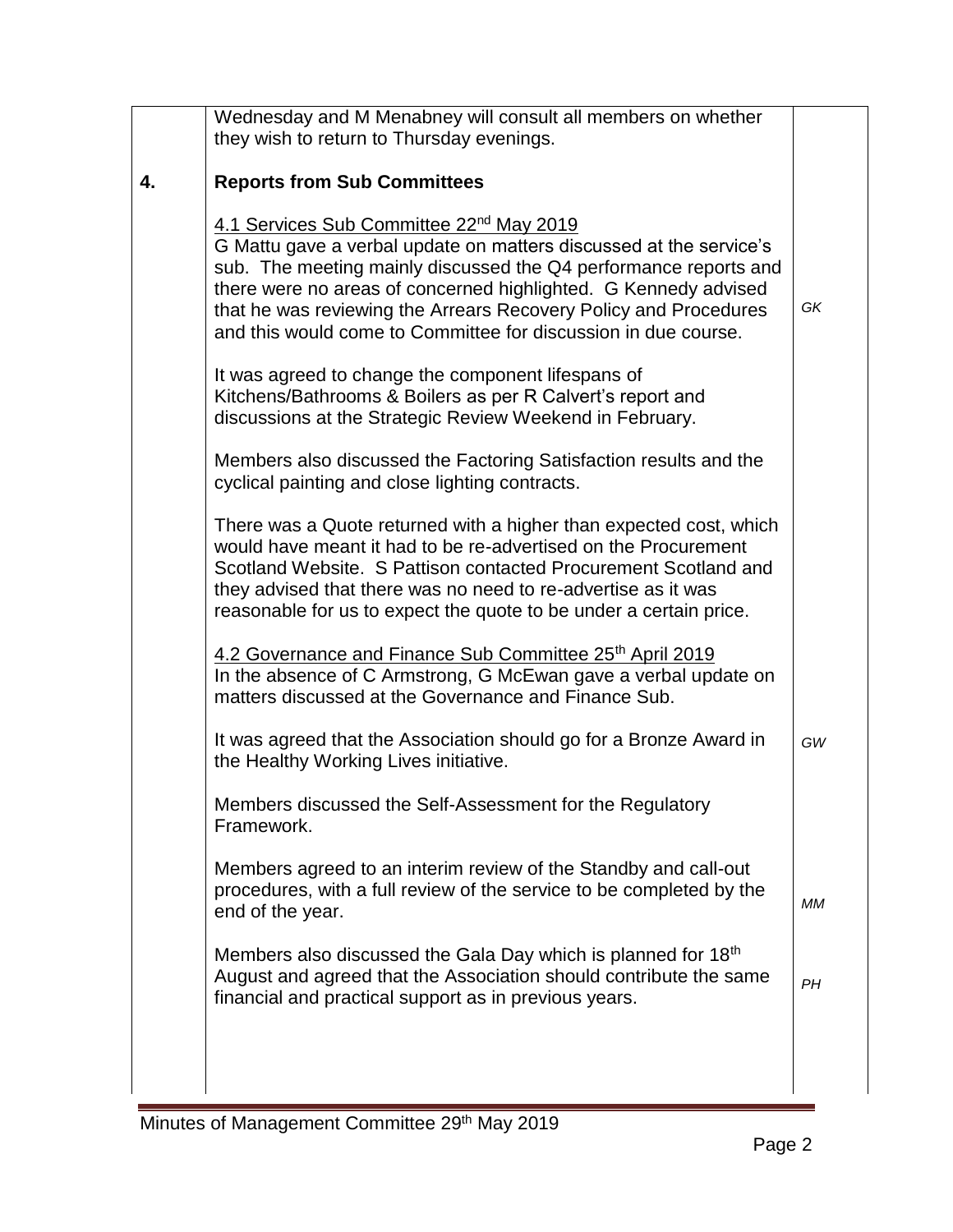| | | |
|---|---|---|
| | Wednesday and M Menabney will consult all members on whether they wish to return to Thursday evenings. | |
| **4.** | **Reports from Sub Committees** | |
| | 4.1 Services Sub Committee 22nd May 2019<br>G Mattu gave a verbal update on matters discussed at the service's sub. The meeting mainly discussed the Q4 performance reports and there were no areas of concerned highlighted. G Kennedy advised that he was reviewing the Arrears Recovery Policy and Procedures and this would come to Committee for discussion in due course. | *GK* |
| | It was agreed to change the component lifespans of Kitchens/Bathrooms & Boilers as per R Calvert's report and discussions at the Strategic Review Weekend in February. | |
| | Members also discussed the Factoring Satisfaction results and the cyclical painting and close lighting contracts. | |
| | There was a Quote returned with a higher than expected cost, which would have meant it had to be re-advertised on the Procurement Scotland Website. S Pattison contacted Procurement Scotland and they advised that there was no need to re-advertise as it was reasonable for us to expect the quote to be under a certain price. | |
| | 4.2 Governance and Finance Sub Committee 25th April 2019<br>In the absence of C Armstrong, G McEwan gave a verbal update on matters discussed at the Governance and Finance Sub. | |
| | It was agreed that the Association should go for a Bronze Award in the Healthy Working Lives initiative. | *GW* |
| | Members discussed the Self-Assessment for the Regulatory Framework. | |
| | Members agreed to an interim review of the Standby and call-out procedures, with a full review of the service to be completed by the end of the year. | *MM* |
| | Members also discussed the Gala Day which is planned for 18th August and agreed that the Association should contribute the same financial and practical support as in previous years. | *PH* |

Minutes of Management Committee 29th May 2019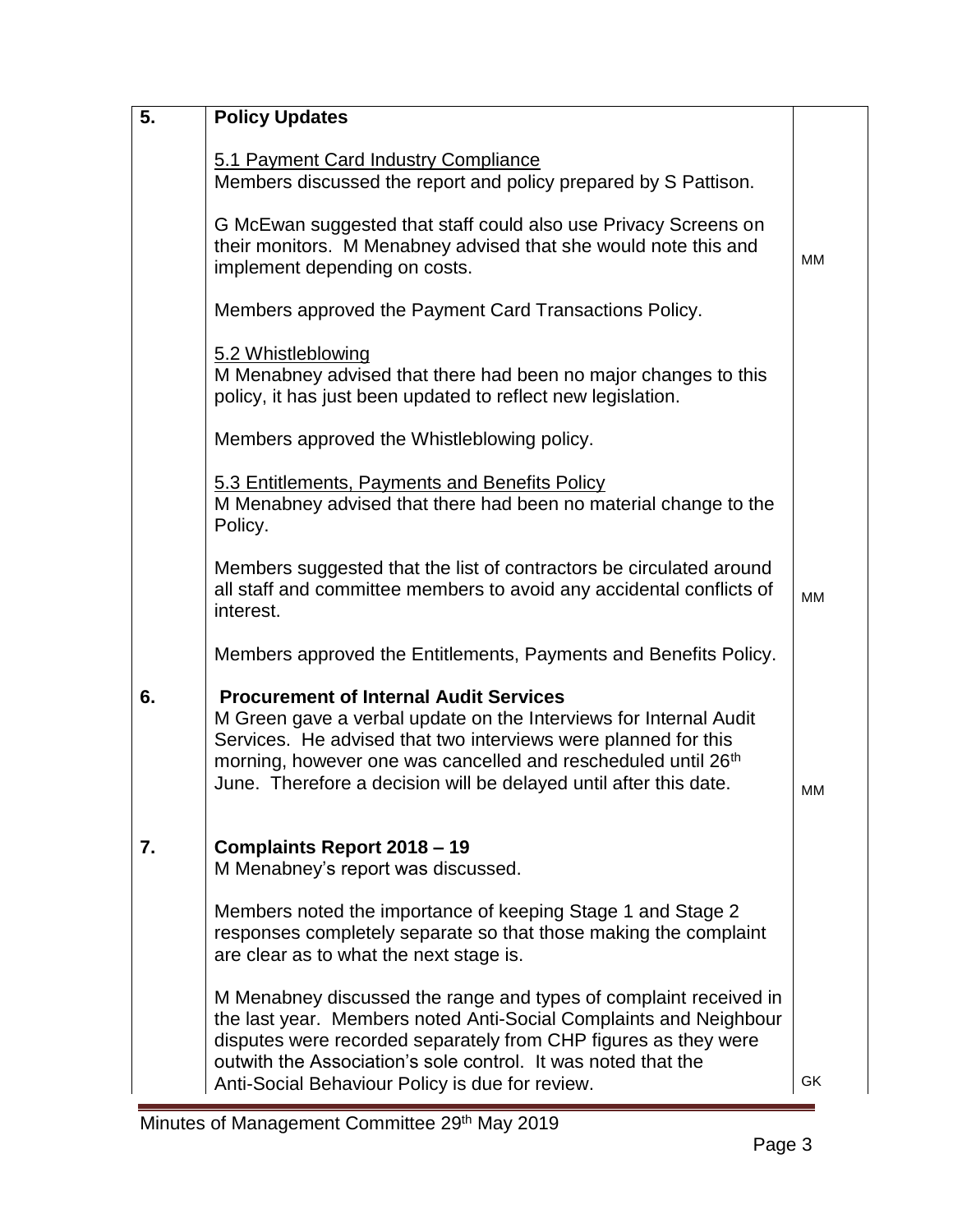| | | |
|---|---|---|
| **5.** | **Policy Updates**<br><br>5.1 Payment Card Industry Compliance<br>Members discussed the report and policy prepared by S Pattison.<br><br>G McEwan suggested that staff could also use Privacy Screens on their monitors. M Menabney advised that she would note this and implement depending on costs.<br><br>Members approved the Payment Card Transactions Policy.<br><br>5.2 Whistleblowing<br>M Menabney advised that there had been no major changes to this policy, it has just been updated to reflect new legislation.<br><br>Members approved the Whistleblowing policy.<br><br>5.3 Entitlements, Payments and Benefits Policy<br>M Menabney advised that there had been no material change to the Policy.<br><br>Members suggested that the list of contractors be circulated around all staff and committee members to avoid any accidental conflicts of interest.<br><br>Members approved the Entitlements, Payments and Benefits Policy. | MM<br><br>MM |
| **6.** | **Procurement of Internal Audit Services**<br>M Green gave a verbal update on the Interviews for Internal Audit Services. He advised that two interviews were planned for this morning, however one was cancelled and rescheduled until 26th June. Therefore a decision will be delayed until after this date. | MM |
| **7.** | **Complaints Report 2018 – 19**<br>M Menabney's report was discussed.<br><br>Members noted the importance of keeping Stage 1 and Stage 2 responses completely separate so that those making the complaint are clear as to what the next stage is.<br><br>M Menabney discussed the range and types of complaint received in the last year. Members noted Anti-Social Complaints and Neighbour disputes were recorded separately from CHP figures as they were outwith the Association's sole control. It was noted that the Anti-Social Behaviour Policy is due for review. | GK |

Minutes of Management Committee 29th May 2019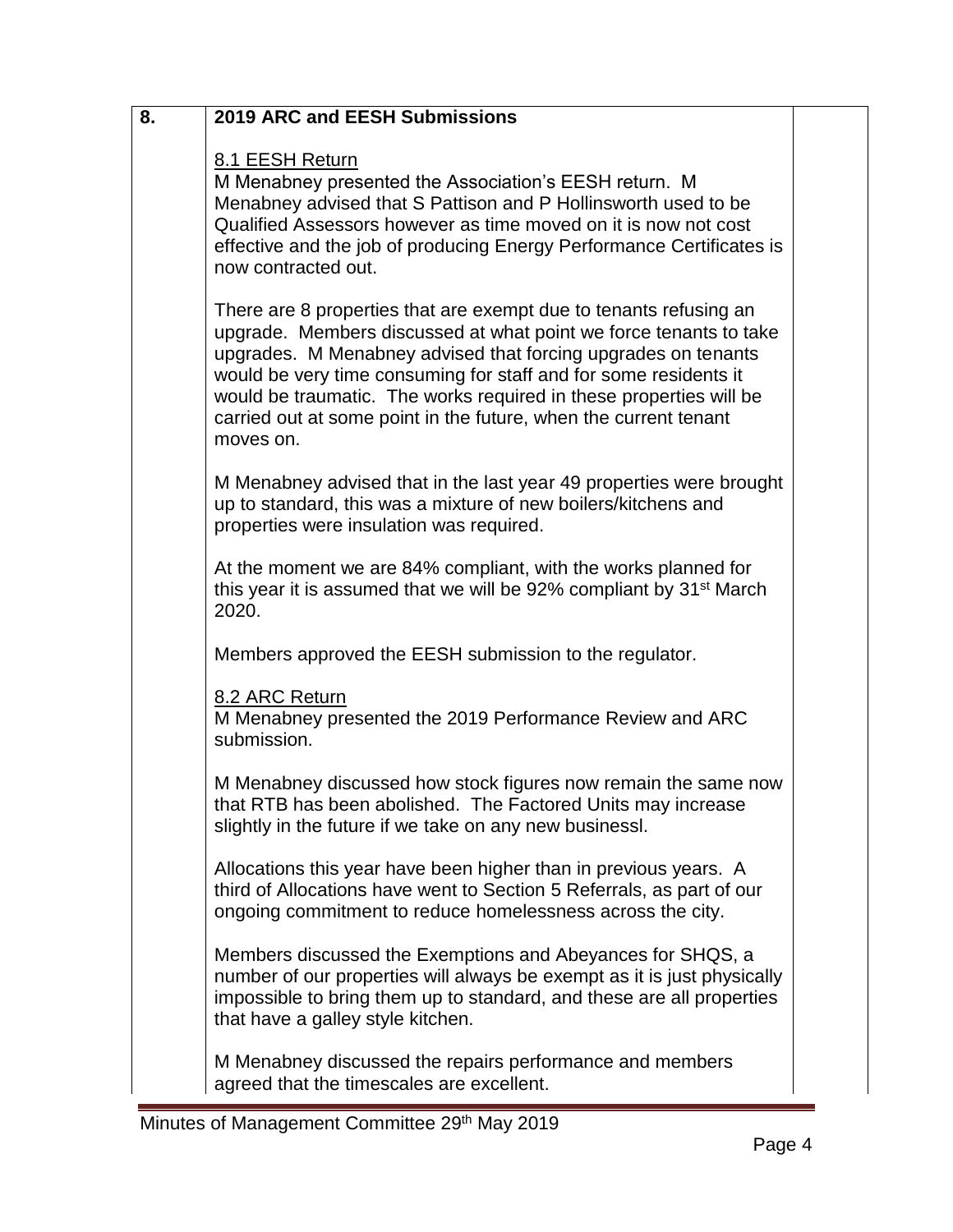| 8. | **2019 ARC and EESH Submissions** | |
|---|---|---|

**8.1 EESH Return**

M Menabney presented the Association's EESH return. M Menabney advised that S Pattison and P Hollinsworth used to be Qualified Assessors however as time moved on it is now not cost effective and the job of producing Energy Performance Certificates is now contracted out.

There are 8 properties that are exempt due to tenants refusing an upgrade. Members discussed at what point we force tenants to take upgrades. M Menabney advised that forcing upgrades on tenants would be very time consuming for staff and for some residents it would be traumatic. The works required in these properties will be carried out at some point in the future, when the current tenant moves on.

M Menabney advised that in the last year 49 properties were brought up to standard, this was a mixture of new boilers/kitchens and properties were insulation was required.

At the moment we are 84% compliant, with the works planned for this year it is assumed that we will be 92% compliant by 31st March 2020.

Members approved the EESH submission to the regulator.

**8.2 ARC Return**

M Menabney presented the 2019 Performance Review and ARC submission.

M Menabney discussed how stock figures now remain the same now that RTB has been abolished. The Factored Units may increase slightly in the future if we take on any new businessl.

Allocations this year have been higher than in previous years. A third of Allocations have went to Section 5 Referrals, as part of our ongoing commitment to reduce homelessness across the city.

Members discussed the Exemptions and Abeyances for SHQS, a number of our properties will always be exempt as it is just physically impossible to bring them up to standard, and these are all properties that have a galley style kitchen.

M Menabney discussed the repairs performance and members agreed that the timescales are excellent.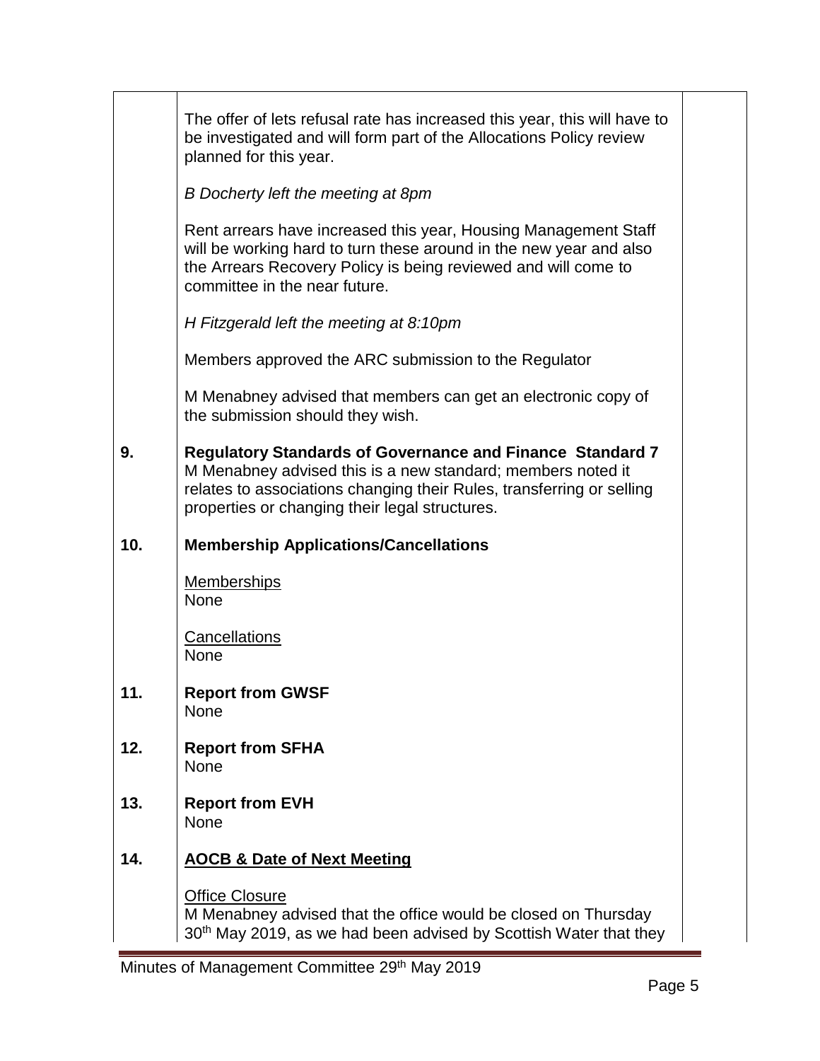The offer of lets refusal rate has increased this year, this will have to be investigated and will form part of the Allocations Policy review planned for this year.

*B Docherty left the meeting at 8pm*

Rent arrears have increased this year, Housing Management Staff will be working hard to turn these around in the new year and also the Arrears Recovery Policy is being reviewed and will come to committee in the near future.

*H Fitzgerald left the meeting at 8:10pm*

Members approved the ARC submission to the Regulator

M Menabney advised that members can get an electronic copy of the submission should they wish.

**9. Regulatory Standards of Governance and Finance Standard 7**

M Menabney advised this is a new standard; members noted it relates to associations changing their Rules, transferring or selling properties or changing their legal structures.

**10. Membership Applications/Cancellations**

Memberships
None

Cancellations
None

**11. Report from GWSF**

None

**12. Report from SFHA**

None

**13. Report from EVH**

None

**14. AOCB & Date of Next Meeting**

Office Closure
M Menabney advised that the office would be closed on Thursday 30th May 2019, as we had been advised by Scottish Water that they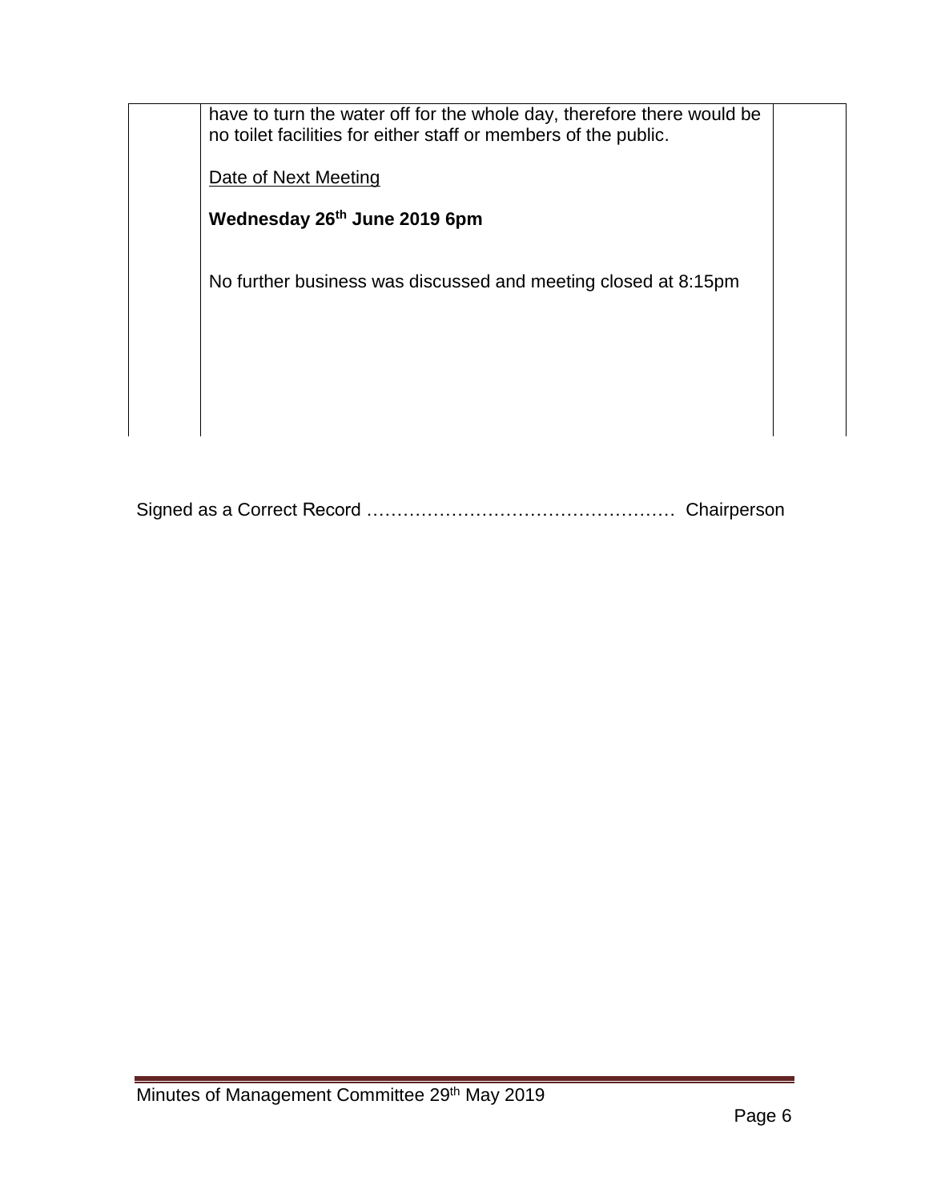| | | |
|---|---|---|
| | have to turn the water off for the whole day, therefore there would be no toilet facilities for either staff or members of the public.<br><br>Date of Next Meeting<br><br>**Wednesday 26th June 2019 6pm**<br><br>No further business was discussed and meeting closed at 8:15pm | |

Signed as a Correct Record …………………………………………… Chairperson